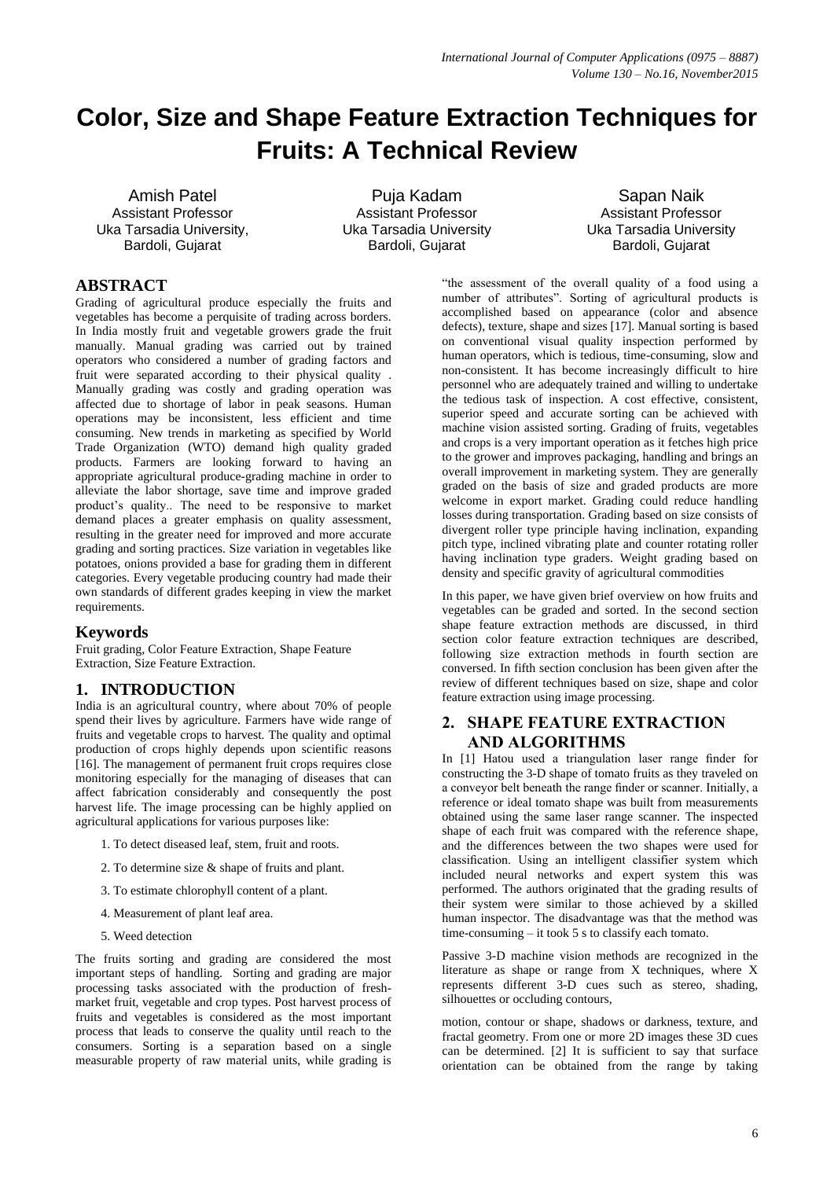# Color, Size and Shape Feature Extraction Techniques for Fruits: A Technical Review

Amish Patel
Assistant Professor
Uka Tarsadia University,
Bardoli, Gujarat

Puja Kadam
Assistant Professor
Uka Tarsadia University
Bardoli, Gujarat

Sapan Naik
Assistant Professor
Uka Tarsadia University
Bardoli, Gujarat

## ABSTRACT

Grading of agricultural produce especially the fruits and vegetables has become a perquisite of trading across borders. In India mostly fruit and vegetable growers grade the fruit manually. Manual grading was carried out by trained operators who considered a number of grading factors and fruit were separated according to their physical quality . Manually grading was costly and grading operation was affected due to shortage of labor in peak seasons. Human operations may be inconsistent, less efficient and time consuming. New trends in marketing as specified by World Trade Organization (WTO) demand high quality graded products. Farmers are looking forward to having an appropriate agricultural produce-grading machine in order to alleviate the labor shortage, save time and improve graded product's quality.. The need to be responsive to market demand places a greater emphasis on quality assessment, resulting in the greater need for improved and more accurate grading and sorting practices. Size variation in vegetables like potatoes, onions provided a base for grading them in different categories. Every vegetable producing country had made their own standards of different grades keeping in view the market requirements.

## Keywords

Fruit grading, Color Feature Extraction, Shape Feature Extraction, Size Feature Extraction.

## 1. INTRODUCTION

India is an agricultural country, where about 70% of people spend their lives by agriculture. Farmers have wide range of fruits and vegetable crops to harvest. The quality and optimal production of crops highly depends upon scientific reasons [16]. The management of permanent fruit crops requires close monitoring especially for the managing of diseases that can affect fabrication considerably and consequently the post harvest life. The image processing can be highly applied on agricultural applications for various purposes like:

1. To detect diseased leaf, stem, fruit and roots.
2. To determine size & shape of fruits and plant.
3. To estimate chlorophyll content of a plant.
4. Measurement of plant leaf area.
5. Weed detection

The fruits sorting and grading are considered the most important steps of handling. Sorting and grading are major processing tasks associated with the production of fresh-market fruit, vegetable and crop types. Post harvest process of fruits and vegetables is considered as the most important process that leads to conserve the quality until reach to the consumers. Sorting is a separation based on a single measurable property of raw material units, while grading is "the assessment of the overall quality of a food using a number of attributes". Sorting of agricultural products is accomplished based on appearance (color and absence defects), texture, shape and sizes [17]. Manual sorting is based on conventional visual quality inspection performed by human operators, which is tedious, time-consuming, slow and non-consistent. It has become increasingly difficult to hire personnel who are adequately trained and willing to undertake the tedious task of inspection. A cost effective, consistent, superior speed and accurate sorting can be achieved with machine vision assisted sorting. Grading of fruits, vegetables and crops is a very important operation as it fetches high price to the grower and improves packaging, handling and brings an overall improvement in marketing system. They are generally graded on the basis of size and graded products are more welcome in export market. Grading could reduce handling losses during transportation. Grading based on size consists of divergent roller type principle having inclination, expanding pitch type, inclined vibrating plate and counter rotating roller having inclination type graders. Weight grading based on density and specific gravity of agricultural commodities

In this paper, we have given brief overview on how fruits and vegetables can be graded and sorted. In the second section shape feature extraction methods are discussed, in third section color feature extraction techniques are described, following size extraction methods in fourth section are conversed. In fifth section conclusion has been given after the review of different techniques based on size, shape and color feature extraction using image processing.

## 2. SHAPE FEATURE EXTRACTION AND ALGORITHMS

In [1] Hatou used a triangulation laser range finder for constructing the 3-D shape of tomato fruits as they traveled on a conveyor belt beneath the range finder or scanner. Initially, a reference or ideal tomato shape was built from measurements obtained using the same laser range scanner. The inspected shape of each fruit was compared with the reference shape, and the differences between the two shapes were used for classification. Using an intelligent classifier system which included neural networks and expert system this was performed. The authors originated that the grading results of their system were similar to those achieved by a skilled human inspector. The disadvantage was that the method was time-consuming – it took 5 s to classify each tomato.

Passive 3-D machine vision methods are recognized in the literature as shape or range from X techniques, where X represents different 3-D cues such as stereo, shading, silhouettes or occluding contours,

motion, contour or shape, shadows or darkness, texture, and fractal geometry. From one or more 2D images these 3D cues can be determined. [2] It is sufficient to say that surface orientation can be obtained from the range by taking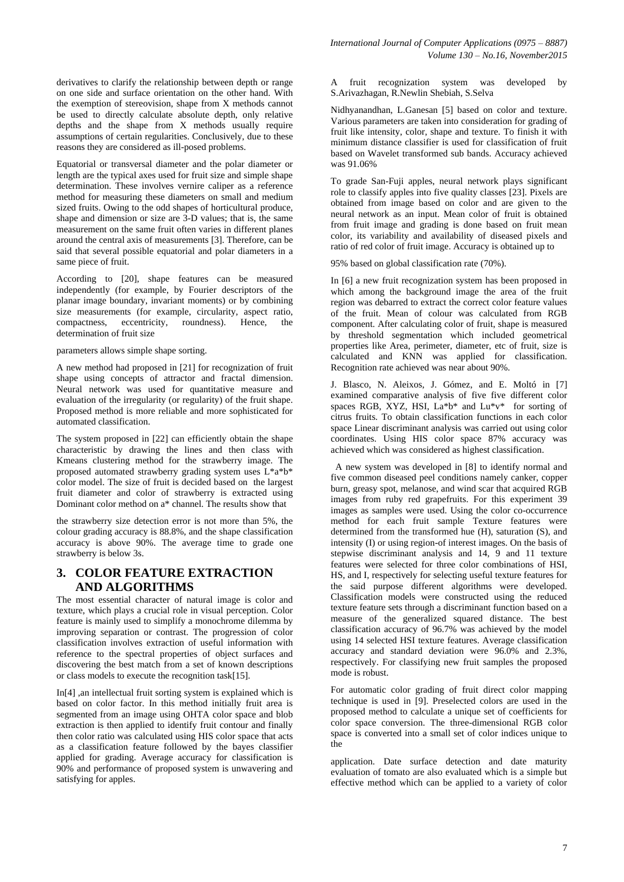derivatives to clarify the relationship between depth or range on one side and surface orientation on the other hand. With the exemption of stereovision, shape from X methods cannot be used to directly calculate absolute depth, only relative depths and the shape from X methods usually require assumptions of certain regularities. Conclusively, due to these reasons they are considered as ill-posed problems.

Equatorial or transversal diameter and the polar diameter or length are the typical axes used for fruit size and simple shape determination. These involves vernire caliper as a reference method for measuring these diameters on small and medium sized fruits. Owing to the odd shapes of horticultural produce, shape and dimension or size are 3-D values; that is, the same measurement on the same fruit often varies in different planes around the central axis of measurements [3]. Therefore, can be said that several possible equatorial and polar diameters in a same piece of fruit.

According to [20], shape features can be measured independently (for example, by Fourier descriptors of the planar image boundary, invariant moments) or by combining size measurements (for example, circularity, aspect ratio, compactness, eccentricity, roundness). Hence, the determination of fruit size

parameters allows simple shape sorting.

A new method had proposed in [21] for recognization of fruit shape using concepts of attractor and fractal dimension. Neural network was used for quantitative measure and evaluation of the irregularity (or regularity) of the fruit shape. Proposed method is more reliable and more sophisticated for automated classification.

The system proposed in [22] can efficiently obtain the shape characteristic by drawing the lines and then class with Kmeans clustering method for the strawberry image. The proposed automated strawberry grading system uses L*a*b* color model. The size of fruit is decided based on the largest fruit diameter and color of strawberry is extracted using Dominant color method on a* channel. The results show that

the strawberry size detection error is not more than 5%, the colour grading accuracy is 88.8%, and the shape classification accuracy is above 90%. The average time to grade one strawberry is below 3s.

## 3. COLOR FEATURE EXTRACTION AND ALGORITHMS

The most essential character of natural image is color and texture, which plays a crucial role in visual perception. Color feature is mainly used to simplify a monochrome dilemma by improving separation or contrast. The progression of color classification involves extraction of useful information with reference to the spectral properties of object surfaces and discovering the best match from a set of known descriptions or class models to execute the recognition task[15].

In[4] ,an intellectual fruit sorting system is explained which is based on color factor. In this method initially fruit area is segmented from an image using OHTA color space and blob extraction is then applied to identify fruit contour and finally then color ratio was calculated using HIS color space that acts as a classification feature followed by the bayes classifier applied for grading. Average accuracy for classification is 90% and performance of proposed system is unwavering and satisfying for apples.

A fruit recognization system was developed by S.Arivazhagan, R.Newlin Shebiah, S.Selva

Nidhyanandhan, L.Ganesan [5] based on color and texture. Various parameters are taken into consideration for grading of fruit like intensity, color, shape and texture. To finish it with minimum distance classifier is used for classification of fruit based on Wavelet transformed sub bands. Accuracy achieved was 91.06%

To grade San-Fuji apples, neural network plays significant role to classify apples into five quality classes [23]. Pixels are obtained from image based on color and are given to the neural network as an input. Mean color of fruit is obtained from fruit image and grading is done based on fruit mean color, its variability and availability of diseased pixels and ratio of red color of fruit image. Accuracy is obtained up to

95% based on global classification rate (70%).

In [6] a new fruit recognization system has been proposed in which among the background image the area of the fruit region was debarred to extract the correct color feature values of the fruit. Mean of colour was calculated from RGB component. After calculating color of fruit, shape is measured by threshold segmentation which included geometrical properties like Area, perimeter, diameter, etc of fruit, size is calculated and KNN was applied for classification. Recognition rate achieved was near about 90%.

J. Blasco, N. Aleixos, J. Gómez, and E. Moltó in [7] examined comparative analysis of five five different color spaces RGB, XYZ, HSI, La*b* and Lu*v* for sorting of citrus fruits. To obtain classification functions in each color space Linear discriminant analysis was carried out using color coordinates. Using HIS color space 87% accuracy was achieved which was considered as highest classification.

A new system was developed in [8] to identify normal and five common diseased peel conditions namely canker, copper burn, greasy spot, melanose, and wind scar that acquired RGB images from ruby red grapefruits. For this experiment 39 images as samples were used. Using the color co-occurrence method for each fruit sample Texture features were determined from the transformed hue (H), saturation (S), and intensity (I) or using region-of interest images. On the basis of stepwise discriminant analysis and 14, 9 and 11 texture features were selected for three color combinations of HSI, HS, and I, respectively for selecting useful texture features for the said purpose different algorithms were developed. Classification models were constructed using the reduced texture feature sets through a discriminant function based on a measure of the generalized squared distance. The best classification accuracy of 96.7% was achieved by the model using 14 selected HSI texture features. Average classification accuracy and standard deviation were 96.0% and 2.3%, respectively. For classifying new fruit samples the proposed mode is robust.

For automatic color grading of fruit direct color mapping technique is used in [9]. Preselected colors are used in the proposed method to calculate a unique set of coefficients for color space conversion. The three-dimensional RGB color space is converted into a small set of color indices unique to the

application. Date surface detection and date maturity evaluation of tomato are also evaluated which is a simple but effective method which can be applied to a variety of color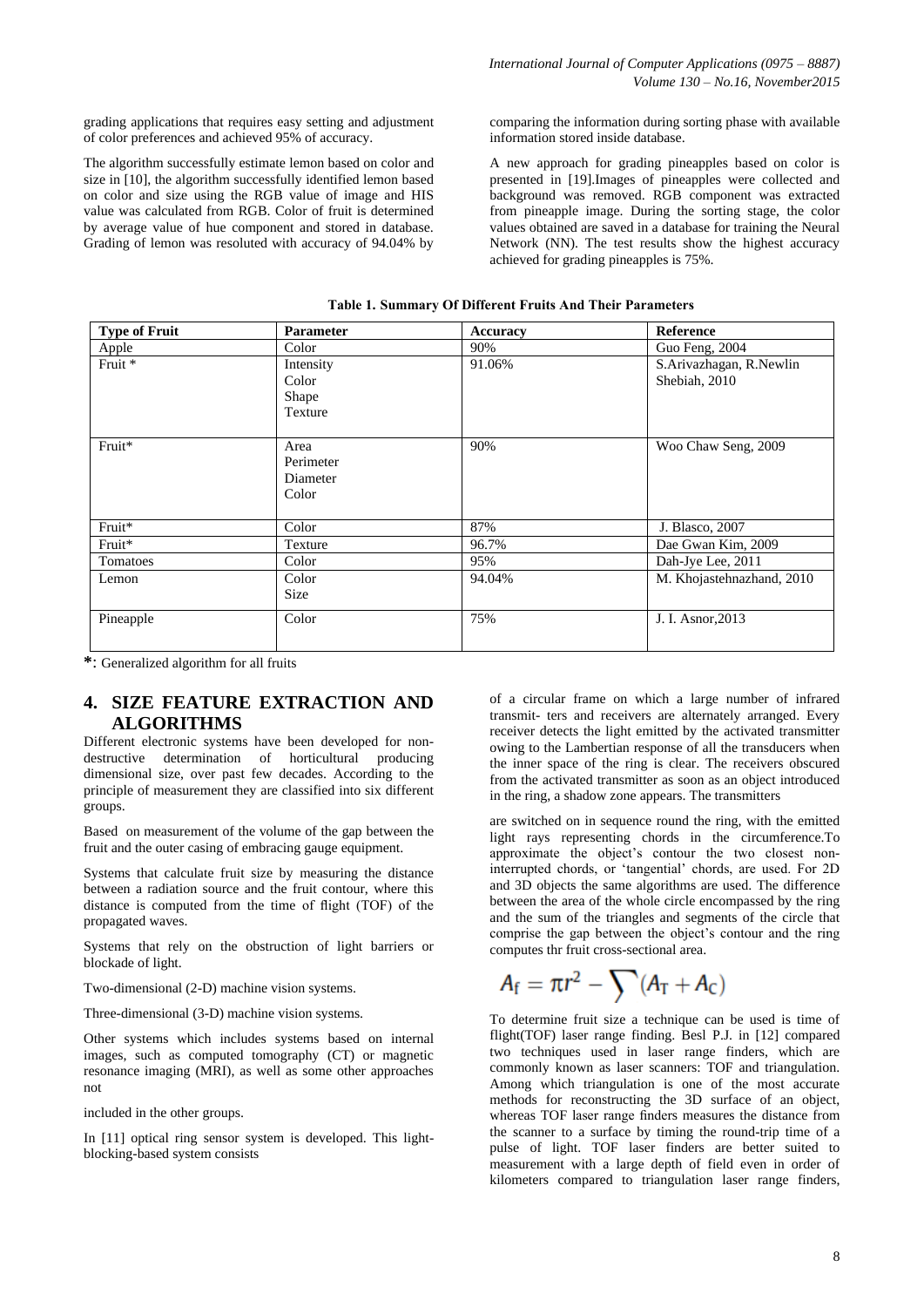grading applications that requires easy setting and adjustment of color preferences and achieved 95% of accuracy.

The algorithm successfully estimate lemon based on color and size in [10], the algorithm successfully identified lemon based on color and size using the RGB value of image and HIS value was calculated from RGB. Color of fruit is determined by average value of hue component and stored in database. Grading of lemon was resoluted with accuracy of 94.04% by comparing the information during sorting phase with available information stored inside database.

A new approach for grading pineapples based on color is presented in [19].Images of pineapples were collected and background was removed. RGB component was extracted from pineapple image. During the sorting stage, the color values obtained are saved in a database for training the Neural Network (NN). The test results show the highest accuracy achieved for grading pineapples is 75%.

**Table 1. Summary Of Different Fruits And Their Parameters**

| Type of Fruit | Parameter | Accuracy | Reference |
|---|---|---|---|
| Apple | Color | 90% | Guo Feng, 2004 |
| Fruit * | Intensity<br>Color<br>Shape<br>Texture | 91.06% | S.Arivazhagan, R.Newlin Shebiah, 2010 |
| Fruit* | Area<br>Perimeter<br>Diameter<br>Color | 90% | Woo Chaw Seng, 2009 |
| Fruit* | Color | 87% | J. Blasco, 2007 |
| Fruit* | Texture | 96.7% | Dae Gwan Kim, 2009 |
| Tomatoes | Color | 95% | Dah-Jye Lee, 2011 |
| Lemon | Color<br>Size | 94.04% | M. Khojastehnazhand, 2010 |
| Pineapple | Color | 75% | J. I. Asnor,2013 |

**\***: Generalized algorithm for all fruits

## 4. SIZE FEATURE EXTRACTION AND ALGORITHMS

Different electronic systems have been developed for non-destructive determination of horticultural producing dimensional size, over past few decades. According to the principle of measurement they are classified into six different groups.

Based on measurement of the volume of the gap between the fruit and the outer casing of embracing gauge equipment.

Systems that calculate fruit size by measuring the distance between a radiation source and the fruit contour, where this distance is computed from the time of flight (TOF) of the propagated waves.

Systems that rely on the obstruction of light barriers or blockade of light.

Two-dimensional (2-D) machine vision systems.

Three-dimensional (3-D) machine vision systems.

Other systems which includes systems based on internal images, such as computed tomography (CT) or magnetic resonance imaging (MRI), as well as some other approaches not

included in the other groups.

In [11] optical ring sensor system is developed. This light-blocking-based system consists of a circular frame on which a large number of infrared transmit- ters and receivers are alternately arranged. Every receiver detects the light emitted by the activated transmitter owing to the Lambertian response of all the transducers when the inner space of the ring is clear. The receivers obscured from the activated transmitter as soon as an object introduced in the ring, a shadow zone appears. The transmitters

are switched on in sequence round the ring, with the emitted light rays representing chords in the circumference.To approximate the object's contour the two closest non-interrupted chords, or 'tangential' chords, are used. For 2D and 3D objects the same algorithms are used. The difference between the area of the whole circle encompassed by the ring and the sum of the triangles and segments of the circle that comprise the gap between the object's contour and the ring computes thr fruit cross-sectional area.

$$A_f = \pi r^2 - \sum (A_T + A_C)$$

To determine fruit size a technique can be used is time of flight(TOF) laser range finding. Besl P.J. in [12] compared two techniques used in laser range finders, which are commonly known as laser scanners: TOF and triangulation. Among which triangulation is one of the most accurate methods for reconstructing the 3D surface of an object, whereas TOF laser range finders measures the distance from the scanner to a surface by timing the round-trip time of a pulse of light. TOF laser finders are better suited to measurement with a large depth of field even in order of kilometers compared to triangulation laser range finders,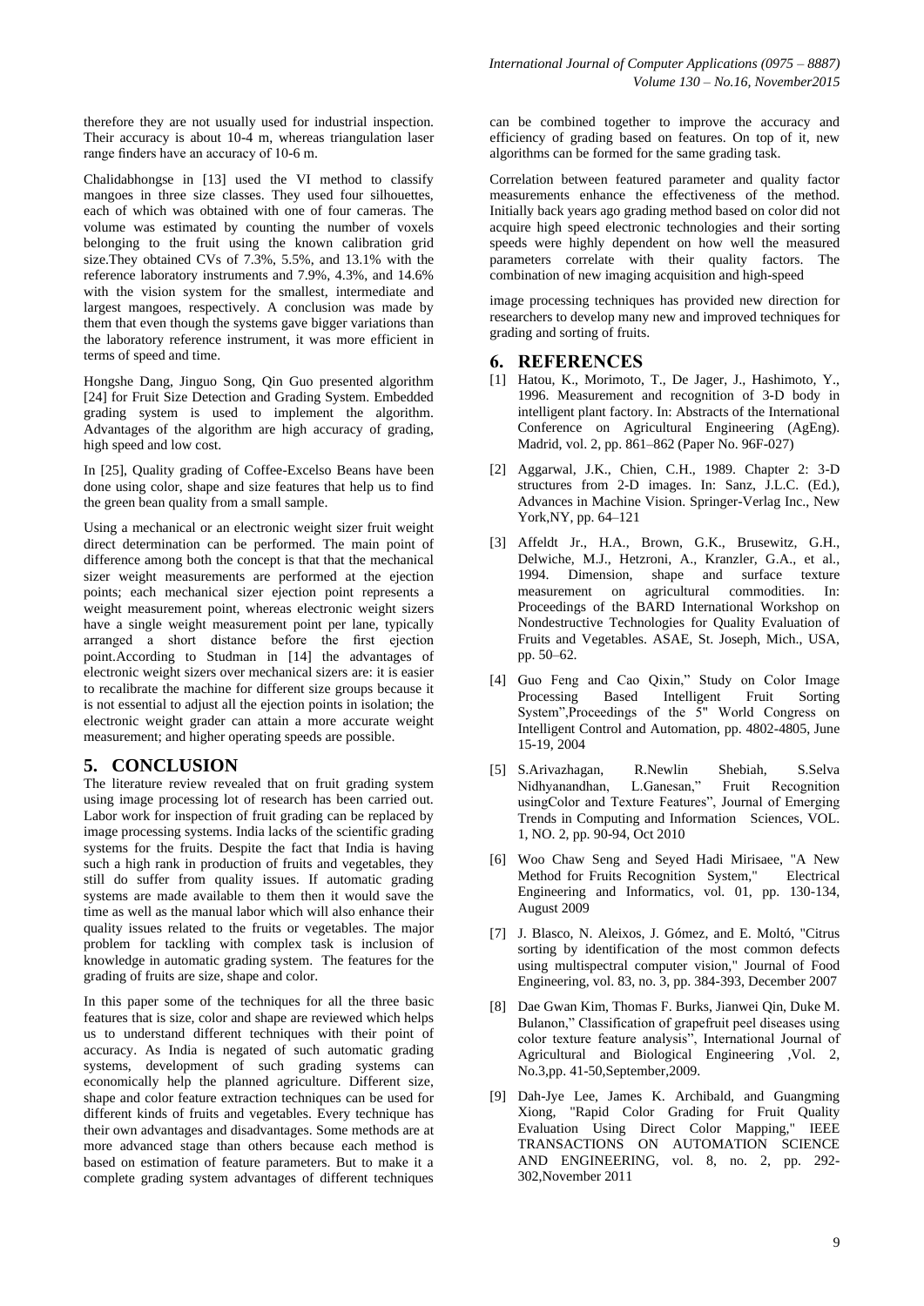therefore they are not usually used for industrial inspection. Their accuracy is about 10-4 m, whereas triangulation laser range finders have an accuracy of 10-6 m.

Chalidabhongse in [13] used the VI method to classify mangoes in three size classes. They used four silhouettes, each of which was obtained with one of four cameras. The volume was estimated by counting the number of voxels belonging to the fruit using the known calibration grid size.They obtained CVs of 7.3%, 5.5%, and 13.1% with the reference laboratory instruments and 7.9%, 4.3%, and 14.6% with the vision system for the smallest, intermediate and largest mangoes, respectively. A conclusion was made by them that even though the systems gave bigger variations than the laboratory reference instrument, it was more efficient in terms of speed and time.

Hongshe Dang, Jinguo Song, Qin Guo presented algorithm [24] for Fruit Size Detection and Grading System. Embedded grading system is used to implement the algorithm. Advantages of the algorithm are high accuracy of grading, high speed and low cost.

In [25], Quality grading of Coffee-Excelso Beans have been done using color, shape and size features that help us to find the green bean quality from a small sample.

Using a mechanical or an electronic weight sizer fruit weight direct determination can be performed. The main point of difference among both the concept is that that the mechanical sizer weight measurements are performed at the ejection points; each mechanical sizer ejection point represents a weight measurement point, whereas electronic weight sizers have a single weight measurement point per lane, typically arranged a short distance before the first ejection point.According to Studman in [14] the advantages of electronic weight sizers over mechanical sizers are: it is easier to recalibrate the machine for different size groups because it is not essential to adjust all the ejection points in isolation; the electronic weight grader can attain a more accurate weight measurement; and higher operating speeds are possible.

## 5. CONCLUSION

The literature review revealed that on fruit grading system using image processing lot of research has been carried out. Labor work for inspection of fruit grading can be replaced by image processing systems. India lacks of the scientific grading systems for the fruits. Despite the fact that India is having such a high rank in production of fruits and vegetables, they still do suffer from quality issues. If automatic grading systems are made available to them then it would save the time as well as the manual labor which will also enhance their quality issues related to the fruits or vegetables. The major problem for tackling with complex task is inclusion of knowledge in automatic grading system. The features for the grading of fruits are size, shape and color.

In this paper some of the techniques for all the three basic features that is size, color and shape are reviewed which helps us to understand different techniques with their point of accuracy. As India is negated of such automatic grading systems, development of such grading systems can economically help the planned agriculture. Different size, shape and color feature extraction techniques can be used for different kinds of fruits and vegetables. Every technique has their own advantages and disadvantages. Some methods are at more advanced stage than others because each method is based on estimation of feature parameters. But to make it a complete grading system advantages of different techniques can be combined together to improve the accuracy and efficiency of grading based on features. On top of it, new algorithms can be formed for the same grading task.

Correlation between featured parameter and quality factor measurements enhance the effectiveness of the method. Initially back years ago grading method based on color did not acquire high speed electronic technologies and their sorting speeds were highly dependent on how well the measured parameters correlate with their quality factors. The combination of new imaging acquisition and high-speed image processing techniques has provided new direction for researchers to develop many new and improved techniques for grading and sorting of fruits.

## 6. REFERENCES

[1] Hatou, K., Morimoto, T., De Jager, J., Hashimoto, Y., 1996. Measurement and recognition of 3-D body in intelligent plant factory. In: Abstracts of the International Conference on Agricultural Engineering (AgEng). Madrid, vol. 2, pp. 861–862 (Paper No. 96F-027)

[2] Aggarwal, J.K., Chien, C.H., 1989. Chapter 2: 3-D structures from 2-D images. In: Sanz, J.L.C. (Ed.), Advances in Machine Vision. Springer-Verlag Inc., New York,NY, pp. 64–121

[3] Affeldt Jr., H.A., Brown, G.K., Brusewitz, G.H., Delwiche, M.J., Hetzroni, A., Kranzler, G.A., et al., 1994. Dimension, shape and surface texture measurement on agricultural commodities. In: Proceedings of the BARD International Workshop on Nondestructive Technologies for Quality Evaluation of Fruits and Vegetables. ASAE, St. Joseph, Mich., USA, pp. 50–62.

[4] Guo Feng and Cao Qixin," Study on Color Image Processing Based Intelligent Fruit Sorting System",Proceedings of the 5" World Congress on Intelligent Control and Automation, pp. 4802-4805, June 15-19, 2004

[5] S.Arivazhagan, R.Newlin Shebiah, S.Selva Nidhyanandhan, L.Ganesan," Fruit Recognition usingColor and Texture Features", Journal of Emerging Trends in Computing and Information Sciences, VOL. 1, NO. 2, pp. 90-94, Oct 2010

[6] Woo Chaw Seng and Seyed Hadi Mirisaee, "A New Method for Fruits Recognition System," Electrical Engineering and Informatics, vol. 01, pp. 130-134, August 2009

[7] J. Blasco, N. Aleixos, J. Gómez, and E. Moltó, "Citrus sorting by identification of the most common defects using multispectral computer vision," Journal of Food Engineering, vol. 83, no. 3, pp. 384-393, December 2007

[8] Dae Gwan Kim, Thomas F. Burks, Jianwei Qin, Duke M. Bulanon," Classification of grapefruit peel diseases using color texture feature analysis", International Journal of Agricultural and Biological Engineering ,Vol. 2, No.3,pp. 41-50,September,2009.

[9] Dah-Jye Lee, James K. Archibald, and Guangming Xiong, "Rapid Color Grading for Fruit Quality Evaluation Using Direct Color Mapping," IEEE TRANSACTIONS ON AUTOMATION SCIENCE AND ENGINEERING, vol. 8, no. 2, pp. 292-302,November 2011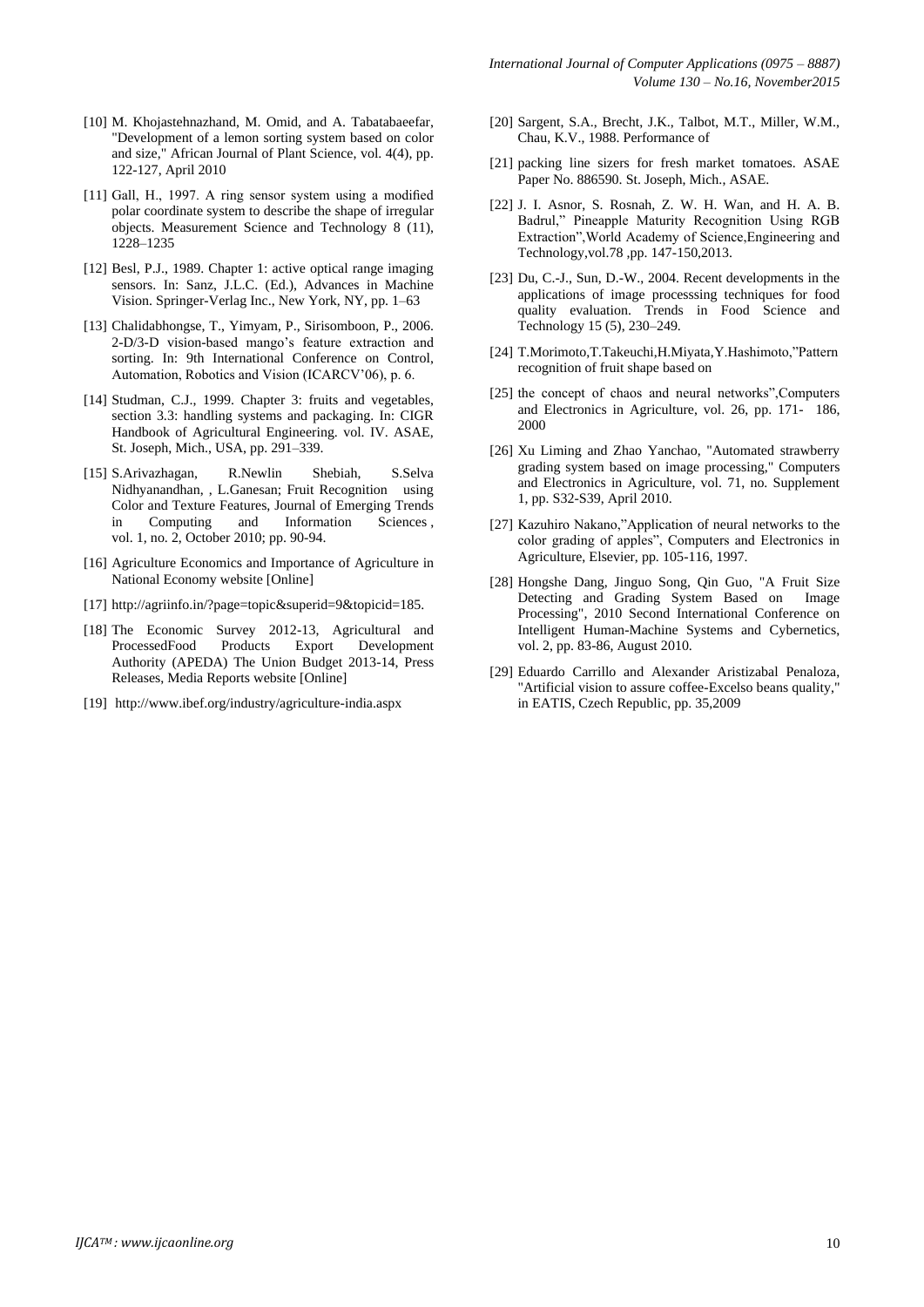[10] M. Khojastehnazhand, M. Omid, and A. Tabatabaeefar, "Development of a lemon sorting system based on color and size," African Journal of Plant Science, vol. 4(4), pp. 122-127, April 2010

[11] Gall, H., 1997. A ring sensor system using a modified polar coordinate system to describe the shape of irregular objects. Measurement Science and Technology 8 (11), 1228–1235

[12] Besl, P.J., 1989. Chapter 1: active optical range imaging sensors. In: Sanz, J.L.C. (Ed.), Advances in Machine Vision. Springer-Verlag Inc., New York, NY, pp. 1–63

[13] Chalidabhongse, T., Yimyam, P., Sirisomboon, P., 2006. 2-D/3-D vision-based mango's feature extraction and sorting. In: 9th International Conference on Control, Automation, Robotics and Vision (ICARCV'06), p. 6.

[14] Studman, C.J., 1999. Chapter 3: fruits and vegetables, section 3.3: handling systems and packaging. In: CIGR Handbook of Agricultural Engineering. vol. IV. ASAE, St. Joseph, Mich., USA, pp. 291–339.

[15] S.Arivazhagan, R.Newlin Shebiah, S.Selva Nidhyanandhan, , L.Ganesan; Fruit Recognition using Color and Texture Features, Journal of Emerging Trends in Computing and Information Sciences , vol. 1, no. 2, October 2010; pp. 90-94.

[16] Agriculture Economics and Importance of Agriculture in National Economy website [Online]

[17] http://agriinfo.in/?page=topic&superid=9&topicid=185.

[18] The Economic Survey 2012-13, Agricultural and ProcessedFood Products Export Development Authority (APEDA) The Union Budget 2013-14, Press Releases, Media Reports website [Online]

[19] http://www.ibef.org/industry/agriculture-india.aspx

[20] Sargent, S.A., Brecht, J.K., Talbot, M.T., Miller, W.M., Chau, K.V., 1988. Performance of

[21] packing line sizers for fresh market tomatoes. ASAE Paper No. 886590. St. Joseph, Mich., ASAE.

[22] J. I. Asnor, S. Rosnah, Z. W. H. Wan, and H. A. B. Badrul," Pineapple Maturity Recognition Using RGB Extraction",World Academy of Science,Engineering and Technology,vol.78 ,pp. 147-150,2013.

[23] Du, C.-J., Sun, D.-W., 2004. Recent developments in the applications of image processsing techniques for food quality evaluation. Trends in Food Science and Technology 15 (5), 230–249.

[24] T.Morimoto,T.Takeuchi,H.Miyata,Y.Hashimoto,"Pattern recognition of fruit shape based on

[25] the concept of chaos and neural networks",Computers and Electronics in Agriculture, vol. 26, pp. 171- 186, 2000

[26] Xu Liming and Zhao Yanchao, "Automated strawberry grading system based on image processing," Computers and Electronics in Agriculture, vol. 71, no. Supplement 1, pp. S32-S39, April 2010.

[27] Kazuhiro Nakano,"Application of neural networks to the color grading of apples", Computers and Electronics in Agriculture, Elsevier, pp. 105-116, 1997.

[28] Hongshe Dang, Jinguo Song, Qin Guo, "A Fruit Size Detecting and Grading System Based on Image Processing", 2010 Second International Conference on Intelligent Human-Machine Systems and Cybernetics, vol. 2, pp. 83-86, August 2010.

[29] Eduardo Carrillo and Alexander Aristizabal Penaloza, "Artificial vision to assure coffee-Excelso beans quality," in EATIS, Czech Republic, pp. 35,2009